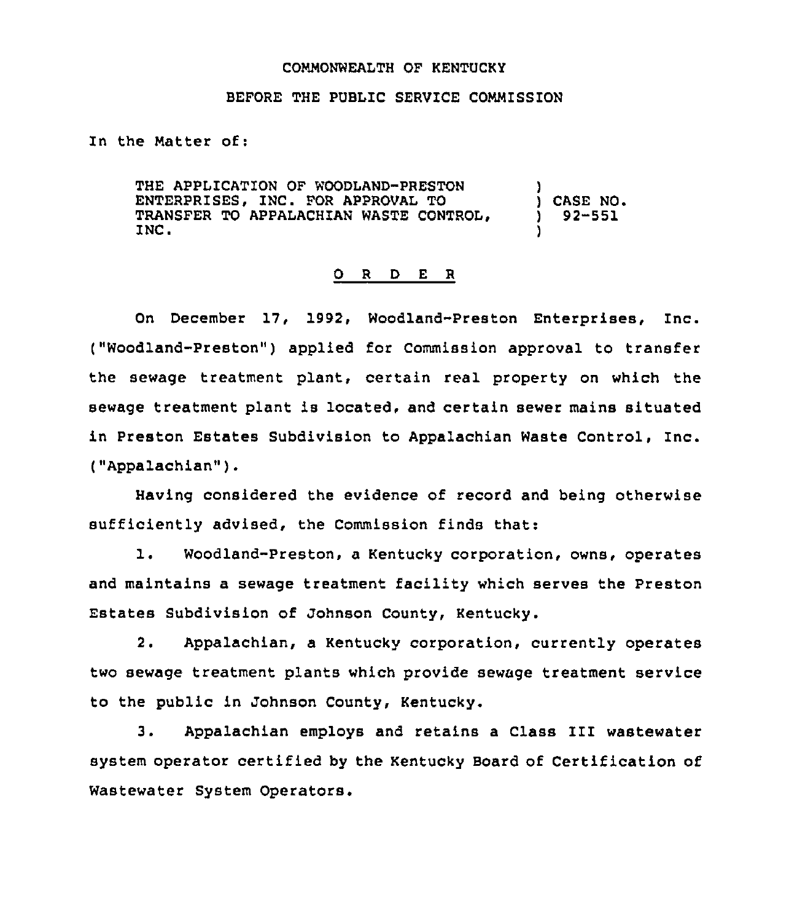COMMONWEALTH OF KENTUCKY

BEFORE THE PUBLIC SERVICE COMMISSION

In the Matter of:

| | | |
|---|---|---|
| THE APPLICATION OF WOODLAND-PRESTON ENTERPRISES, INC. FOR APPROVAL TO TRANSFER TO APPALACHIAN WASTE CONTROL, INC. | ) | CASE NO. 92-551 |

O R D E R

On December 17, 1992, Woodland-Preston Enterprises, Inc. ("Woodland-Preston") applied for Commission approval to transfer the sewage treatment plant, certain real property on which the sewage treatment plant is located, and certain sewer mains situated in Preston Estates Subdivision to Appalachian Waste Control, Inc. ("Appalachian").

Having considered the evidence of record and being otherwise sufficiently advised, the Commission finds that:

1. Woodland-Preston, a Kentucky corporation, owns, operates and maintains a sewage treatment facility which serves the Preston Estates Subdivision of Johnson County, Kentucky.

2. Appalachian, a Kentucky corporation, currently operates two sewage treatment plants which provide sewage treatment service to the public in Johnson County, Kentucky.

3. Appalachian employs and retains a Class III wastewater system operator certified by the Kentucky Board of Certification of Wastewater System Operators.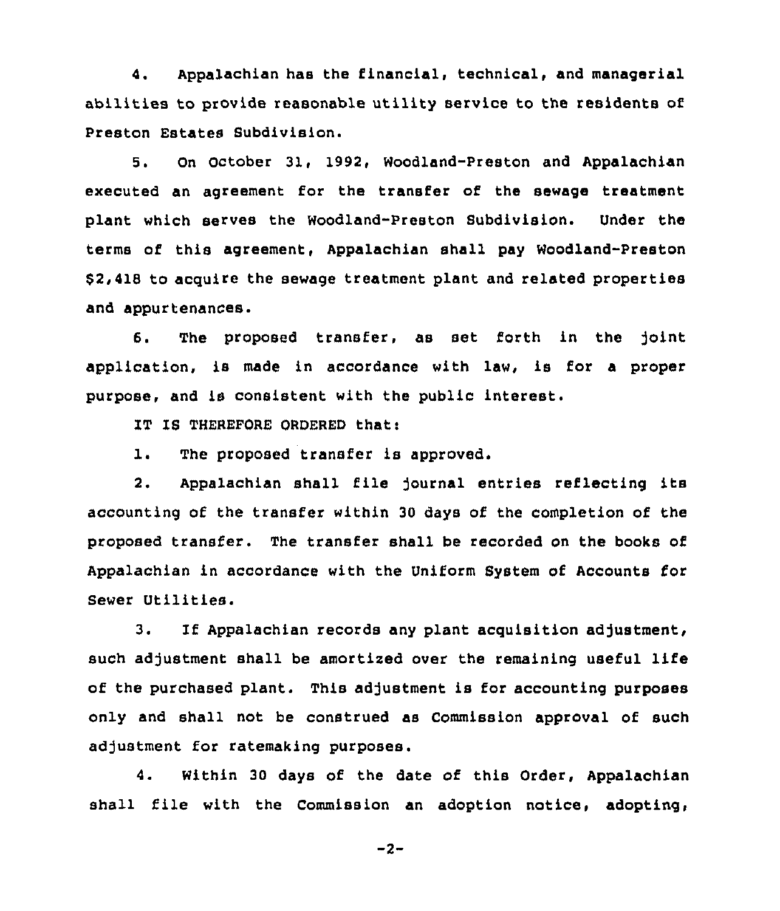4. Appalachian has the financial, technical, and managerial abilities to provide reasonable utility service to the residents of Preston Estates Subdivision.

5. On October 31, 1992, Woodland-Preston and Appalachian executed an agreement for the transfer of the sewage treatment plant which serves the Woodland-Preston Subdivision. Under the terms of this agreement, Appalachian shall pay Woodland-Preston $2,418 to acquire the sewage treatment plant and related properties and appurtenances.

6. The proposed transfer, as set forth in the joint application, is made in accordance with law, is for a proper purpose, and is consistent with the public interest.

IT IS THEREFORE ORDERED that:

1. The proposed transfer is approved.

2. Appalachian shall file journal entries reflecting its accounting of the transfer within 30 days of the completion of the proposed transfer. The transfer shall be recorded on the books of Appalachian in accordance with the Uniform System of Accounts for Sewer Utilities.

3. If Appalachian records any plant acquisition adjustment, such adjustment shall be amortized over the remaining useful life of the purchased plant. This adjustment is for accounting purposes only and shall not be construed as Commission approval of such adjustment for ratemaking purposes.

4. Within 30 days of the date of this Order, Appalachian shall file with the Commission an adoption notice, adopting,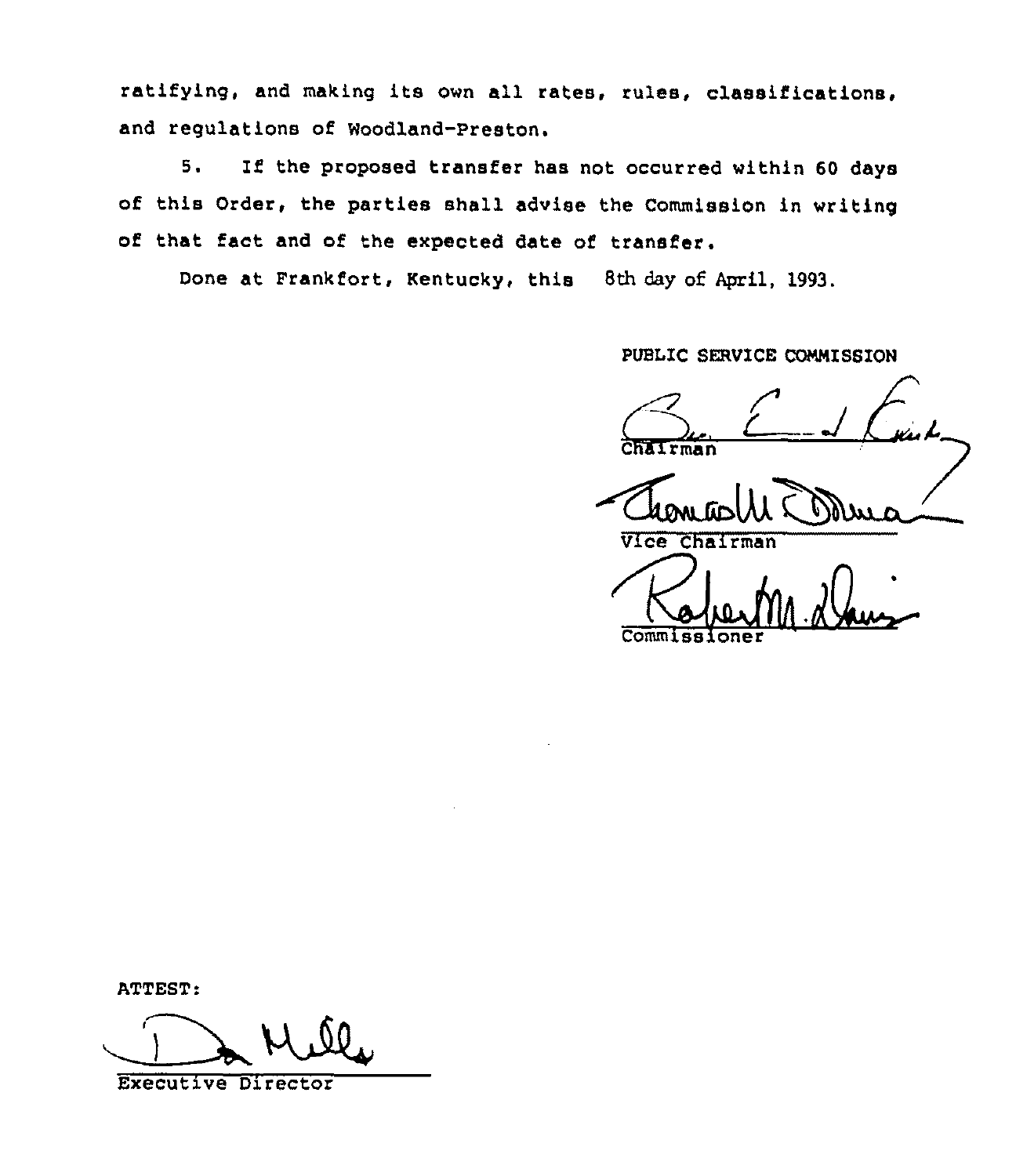ratifying, and making its own all rates, rules, classifications, and regulations of Woodland-Preston.

5. If the proposed transfer has not occurred within 60 days of this Order, the parties shall advise the Commission in writing of that fact and of the expected date of transfer.

Done at Frankfort, Kentucky, this 8th day of April, 1993.

PUBLIC SERVICE COMMISSION

Chairman

Vice Chairman

Commissioner

ATTEST:

Executive Director